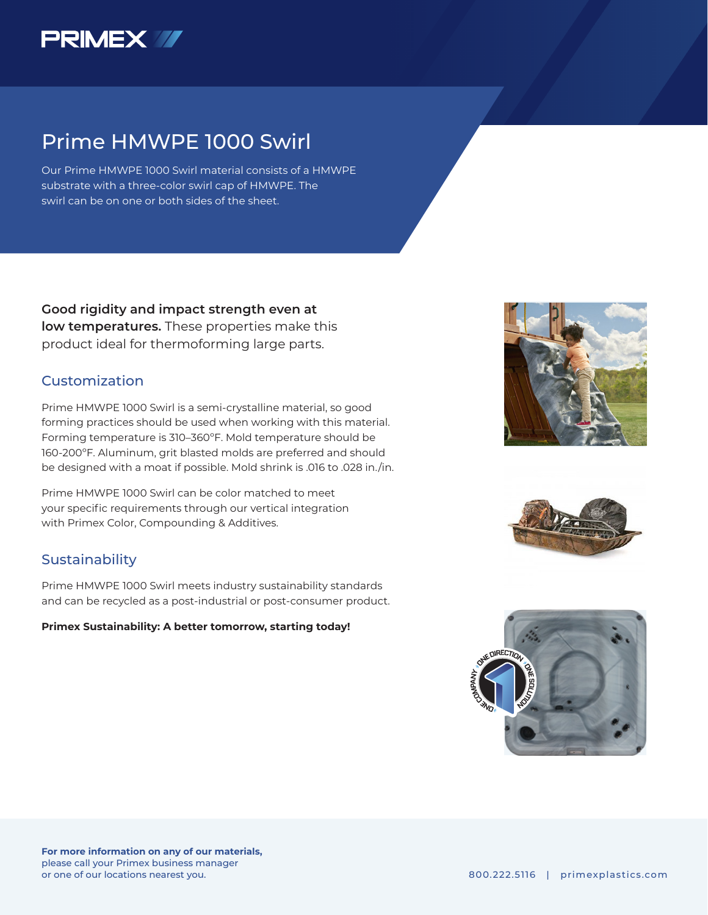PRIMEX

# Prime HMWPE 1000 Swirl

Our Prime HMWPE 1000 Swirl material consists of a HMWPE substrate with a three-color swirl cap of HMWPE. The swirl can be on one or both sides of the sheet.

**Good rigidity and impact strength even at low temperatures.** These properties make this product ideal for thermoforming large parts.

## Customization

Prime HMWPE 1000 Swirl is a semi-crystalline material, so good forming practices should be used when working with this material. Forming temperature is 310–360°F. Mold temperature should be 160-200°F. Aluminum, grit blasted molds are preferred and should be designed with a moat if possible. Mold shrink is .016 to .028 in./in.

Prime HMWPE 1000 Swirl can be color matched to meet your specific requirements through our vertical integration with Primex Color, Compounding & Additives.

## Sustainability

Prime HMWPE 1000 Swirl meets industry sustainability standards and can be recycled as a post-industrial or post-consumer product.

**Primex Sustainability: A better tomorrow, starting today!**

**For more information on any of our materials,** please call your Primex business manager or one of our locations nearest you.

800.222.5116 | primexplastics.com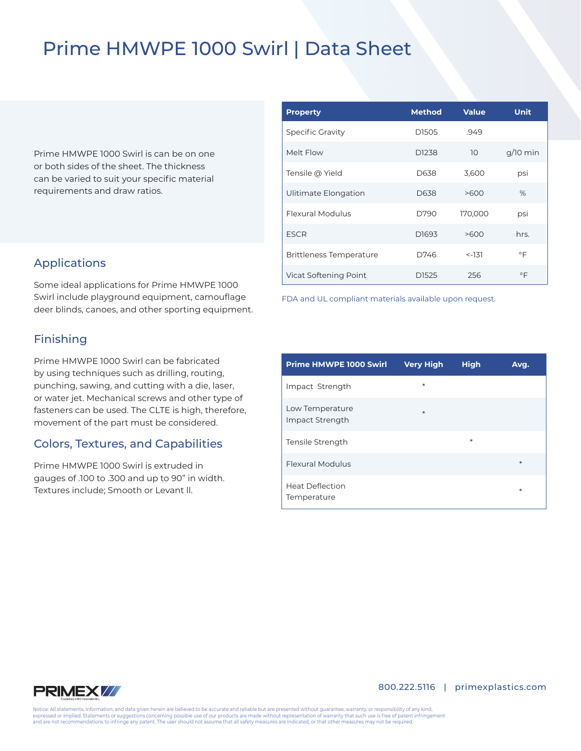# Prime HMWPE 1000 Swirl | Data Sheet

Prime HMWPE 1000 Swirl is can be on one or both sides of the sheet. The thickness can be varied to suit your specific material requirements and draw ratios.

| Property | Method | Value | Unit |
|---|---|---|---|
| Specific Gravity | D1505 | .949 | |
| Melt Flow | D1238 | 10 | g/10 min |
| Tensile @ Yield | D638 | 3,600 | psi |
| Ultimate Elongation | D638 | >600 | % |
| Flexural Modulus | D790 | 170,000 | psi |
| ESCR | D1693 | >600 | hrs. |
| Brittleness Temperature | D746 | <-131 | °F |
| Vicat Softening Point | D1525 | 256 | °F |

FDA and UL compliant materials available upon request.

## Applications

Some ideal applications for Prime HMWPE 1000 Swirl include playground equipment, camouflage deer blinds, canoes, and other sporting equipment.

## Finishing

Prime HMWPE 1000 Swirl can be fabricated by using techniques such as drilling, routing, punching, sawing, and cutting with a die, laser, or water jet. Mechanical screws and other type of fasteners can be used. The CLTE is high, therefore, movement of the part must be considered.

## Colors, Textures, and Capabilities

Prime HMWPE 1000 Swirl is extruded in gauges of .100 to .300 and up to 90" in width. Textures include; Smooth or Levant ll.

| Prime HMWPE 1000 Swirl | Very High | High | Avg. |
|---|---|---|---|
| Impact Strength | * | | |
| Low Temperature Impact Strength | * | | |
| Tensile Strength | | * | |
| Flexural Modulus | | | * |
| Heat Deflection Temperature | | | * |

PRIMEX

800.222.5116 | primexplastics.com

Notice: All statements, information, and data given herein are believed to be accurate and reliable but are presented without guarantee, warranty, or responsibility of any kind, expressed or implied. Statements or suggestions concerning possible use of our products are made without representation of warranty that such use is free of patent infringement and are not recommendations to infringe any patent. The user should not assume that all safety measures are indicated, or that other measures may not be required.